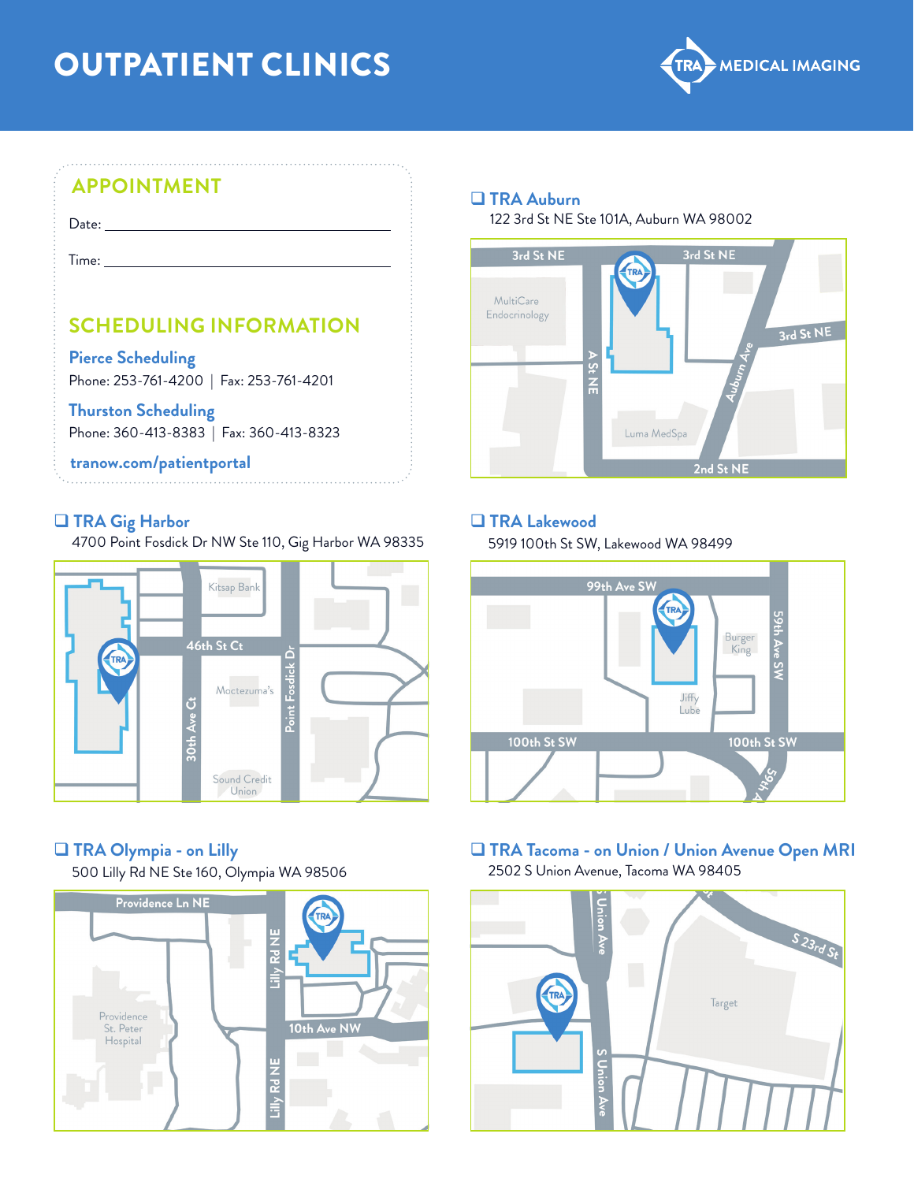# OUTPATIENT CLINICS

TRA MEDICAL IMAGING

## APPOINTMENT

Date: ______________________________

Time: ______________________________

## SCHEDULING INFORMATION

**Pierce Scheduling**
Phone: 253-761-4200 | Fax: 253-761-4201

**Thurston Scheduling**
Phone: 360-413-8383 | Fax: 360-413-8323

tranow.com/patientportal

### ❑ TRA Auburn
122 3rd St NE Ste 101A, Auburn WA 98002

### ❑ TRA Gig Harbor
4700 Point Fosdick Dr NW Ste 110, Gig Harbor WA 98335

### ❑ TRA Lakewood
5919 100th St SW, Lakewood WA 98499

### ❑ TRA Olympia - on Lilly
500 Lilly Rd NE Ste 160, Olympia WA 98506

### ❑ TRA Tacoma - on Union / Union Avenue Open MRI
2502 S Union Avenue, Tacoma WA 98405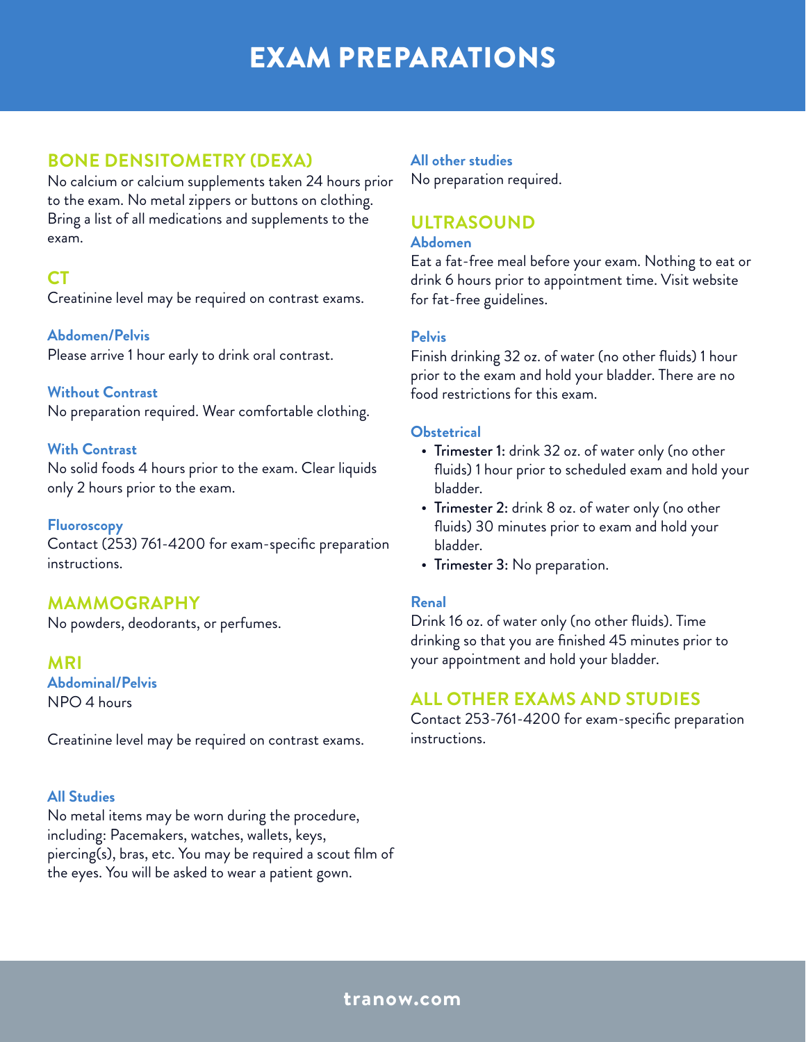# EXAM PREPARATIONS

## BONE DENSITOMETRY (DEXA)

No calcium or calcium supplements taken 24 hours prior to the exam. No metal zippers or buttons on clothing. Bring a list of all medications and supplements to the exam.

## CT

Creatinine level may be required on contrast exams.

### Abdomen/Pelvis

Please arrive 1 hour early to drink oral contrast.

### Without Contrast

No preparation required. Wear comfortable clothing.

### With Contrast

No solid foods 4 hours prior to the exam. Clear liquids only 2 hours prior to the exam.

### Fluoroscopy

Contact (253) 761-4200 for exam-specific preparation instructions.

## MAMMOGRAPHY

No powders, deodorants, or perfumes.

## MRI

### Abdominal/Pelvis

NPO 4 hours

Creatinine level may be required on contrast exams.

### All Studies

No metal items may be worn during the procedure, including: Pacemakers, watches, wallets, keys, piercing(s), bras, etc. You may be required a scout film of the eyes. You will be asked to wear a patient gown.

### All other studies

No preparation required.

## ULTRASOUND

### Abdomen

Eat a fat-free meal before your exam. Nothing to eat or drink 6 hours prior to appointment time. Visit website for fat-free guidelines.

### Pelvis

Finish drinking 32 oz. of water (no other fluids) 1 hour prior to the exam and hold your bladder. There are no food restrictions for this exam.

### Obstetrical

- **Trimester 1:** drink 32 oz. of water only (no other fluids) 1 hour prior to scheduled exam and hold your bladder.
- **Trimester 2:** drink 8 oz. of water only (no other fluids) 30 minutes prior to exam and hold your bladder.
- **Trimester 3:** No preparation.

### Renal

Drink 16 oz. of water only (no other fluids). Time drinking so that you are finished 45 minutes prior to your appointment and hold your bladder.

## ALL OTHER EXAMS AND STUDIES

Contact 253-761-4200 for exam-specific preparation instructions.

tranow.com